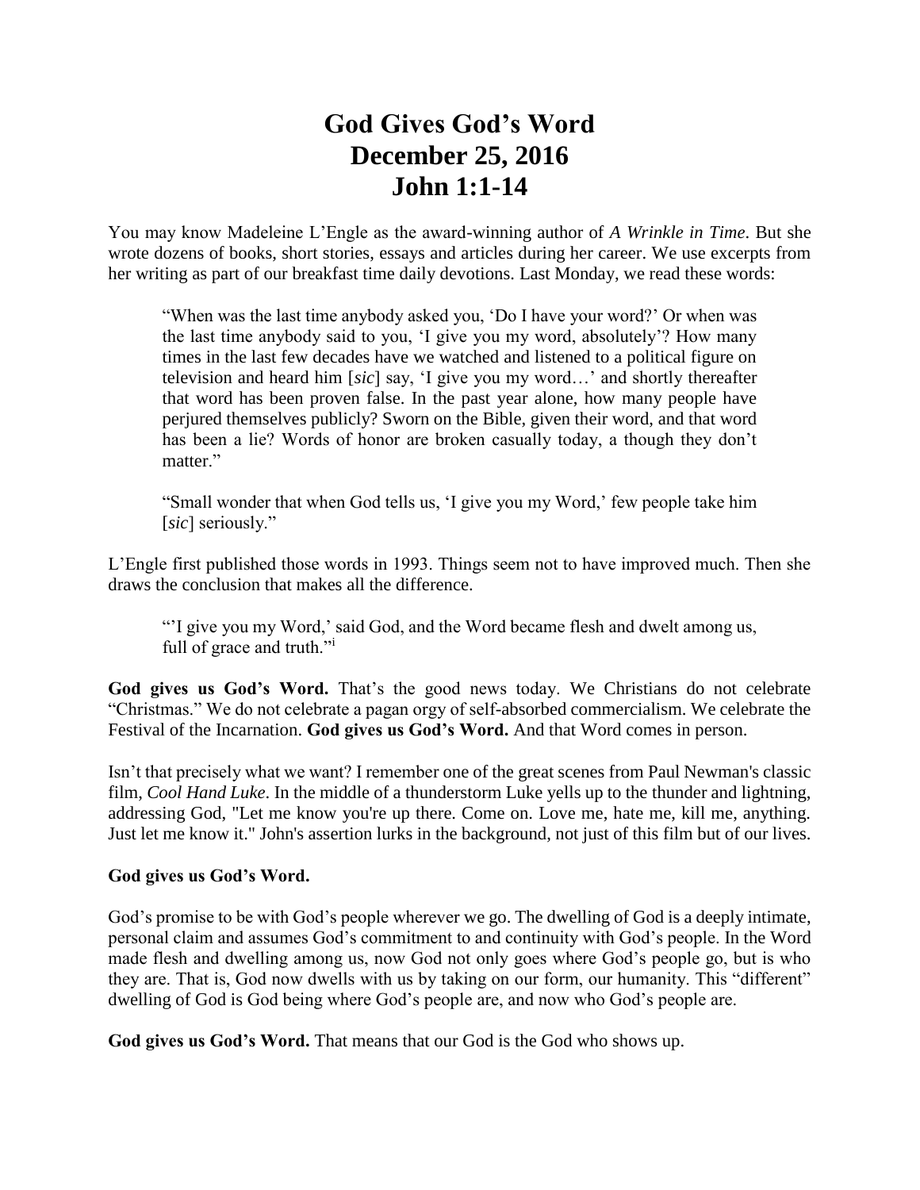# God Gives God's Word
# December 25, 2016
# John 1:1-14

You may know Madeleine L'Engle as the award-winning author of *A Wrinkle in Time*. But she wrote dozens of books, short stories, essays and articles during her career. We use excerpts from her writing as part of our breakfast time daily devotions. Last Monday, we read these words:

> "When was the last time anybody asked you, 'Do I have your word?' Or when was the last time anybody said to you, 'I give you my word, absolutely'? How many times in the last few decades have we watched and listened to a political figure on television and heard him [*sic*] say, 'I give you my word…' and shortly thereafter that word has been proven false. In the past year alone, how many people have perjured themselves publicly? Sworn on the Bible, given their word, and that word has been a lie? Words of honor are broken casually today, a though they don't matter."
>
> "Small wonder that when God tells us, 'I give you my Word,' few people take him [*sic*] seriously."

L'Engle first published those words in 1993. Things seem not to have improved much. Then she draws the conclusion that makes all the difference.

> "'I give you my Word,' said God, and the Word became flesh and dwelt among us, full of grace and truth."[i]

**God gives us God's Word.** That's the good news today. We Christians do not celebrate "Christmas." We do not celebrate a pagan orgy of self-absorbed commercialism. We celebrate the Festival of the Incarnation. **God gives us God's Word.** And that Word comes in person.

Isn't that precisely what we want? I remember one of the great scenes from Paul Newman's classic film, *Cool Hand Luke*. In the middle of a thunderstorm Luke yells up to the thunder and lightning, addressing God, "Let me know you're up there. Come on. Love me, hate me, kill me, anything. Just let me know it." John's assertion lurks in the background, not just of this film but of our lives.

**God gives us God's Word.**

God's promise to be with God's people wherever we go. The dwelling of God is a deeply intimate, personal claim and assumes God's commitment to and continuity with God's people. In the Word made flesh and dwelling among us, now God not only goes where God's people go, but is who they are. That is, God now dwells with us by taking on our form, our humanity. This "different" dwelling of God is God being where God's people are, and now who God's people are.

**God gives us God's Word.** That means that our God is the God who shows up.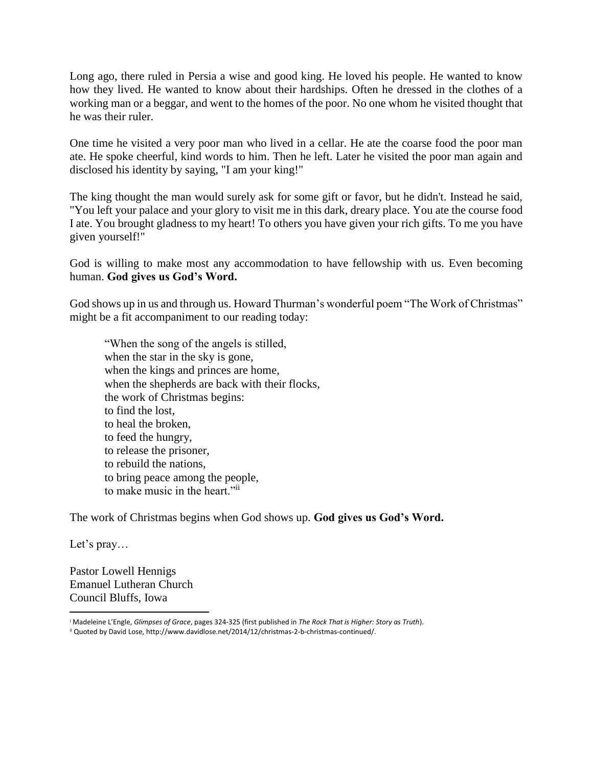Long ago, there ruled in Persia a wise and good king. He loved his people. He wanted to know how they lived. He wanted to know about their hardships. Often he dressed in the clothes of a working man or a beggar, and went to the homes of the poor. No one whom he visited thought that he was their ruler.

One time he visited a very poor man who lived in a cellar. He ate the coarse food the poor man ate. He spoke cheerful, kind words to him. Then he left. Later he visited the poor man again and disclosed his identity by saying, "I am your king!"

The king thought the man would surely ask for some gift or favor, but he didn't. Instead he said, "You left your palace and your glory to visit me in this dark, dreary place. You ate the course food I ate. You brought gladness to my heart! To others you have given your rich gifts. To me you have given yourself!"

God is willing to make most any accommodation to have fellowship with us. Even becoming human. **God gives us God's Word.**

God shows up in us and through us. Howard Thurman's wonderful poem "The Work of Christmas" might be a fit accompaniment to our reading today:

> "When the song of the angels is stilled,
> when the star in the sky is gone,
> when the kings and princes are home,
> when the shepherds are back with their flocks,
> the work of Christmas begins:
> to find the lost,
> to heal the broken,
> to feed the hungry,
> to release the prisoner,
> to rebuild the nations,
> to bring peace among the people,
> to make music in the heart."[ii]

The work of Christmas begins when God shows up. **God gives us God's Word.**

Let's pray…

Pastor Lowell Hennigs
Emanuel Lutheran Church
Council Bluffs, Iowa

---

[i] Madeleine L'Engle, *Glimpses of Grace*, pages 324-325 (first published in *The Rock That is Higher: Story as Truth*).

[ii] Quoted by David Lose, http://www.davidlose.net/2014/12/christmas-2-b-christmas-continued/.